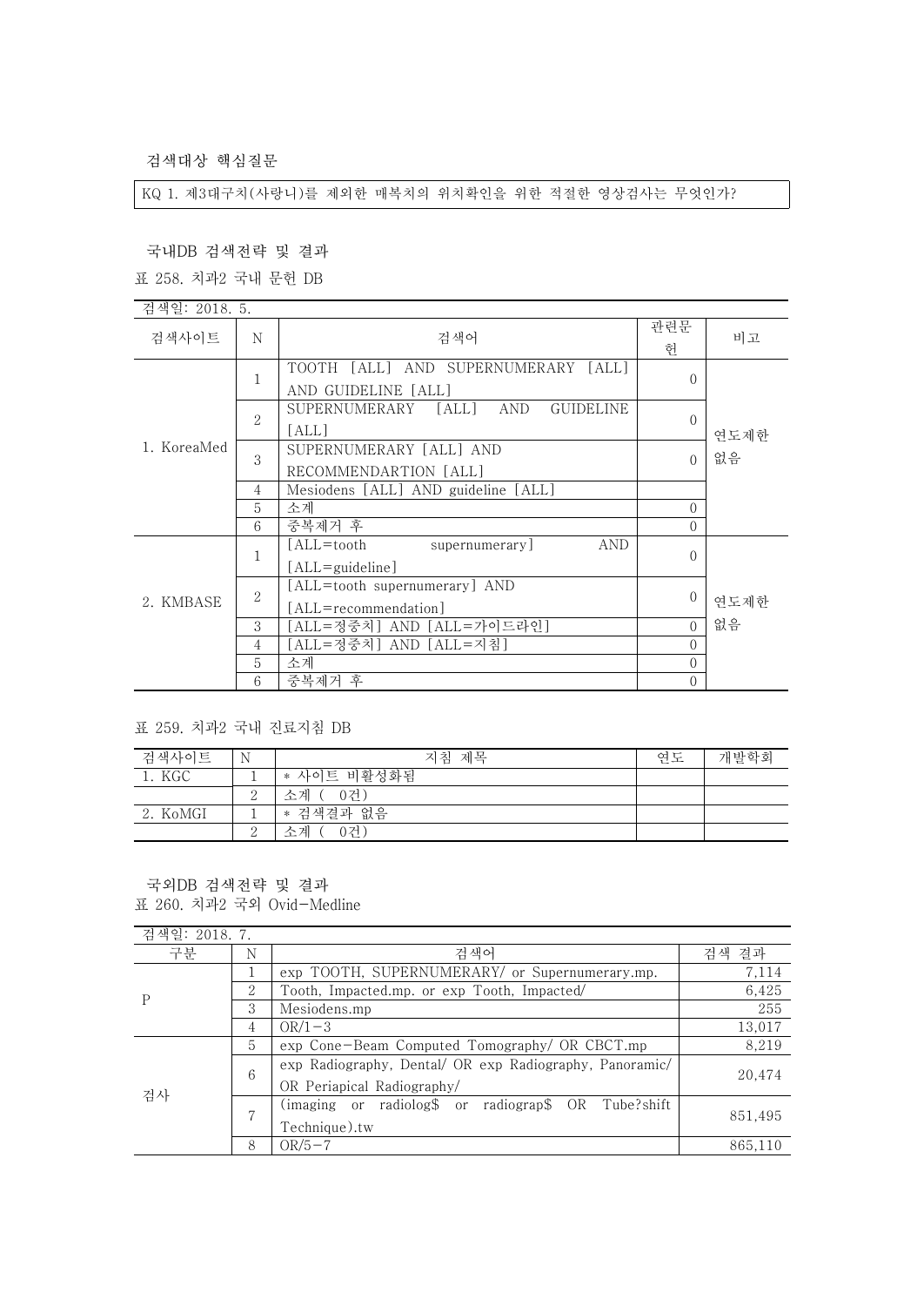### 검색대상 핵심질문

KQ 1. 제3대구치(사랑니)를 제외한 매복치의 위치확인을 위한 적절한 영상검사는 무엇인가?

### 국내DB 검색전략 및 결과

표 258. 치과2 국내 문헌 DB

검색일: 2018. 5.

| 검색사이트 | N | 검색어 | 관련문헌 | 비고 |
|---|---|---|---|---|
| 1. KoreaMed | 1 | TOOTH [ALL] AND SUPERNUMERARY [ALL] AND GUIDELINE [ALL] | 0 | 연도제한 없음 |
| | 2 | SUPERNUMERARY [ALL] AND GUIDELINE [ALL] | 0 | |
| | 3 | SUPERNUMERARY [ALL] AND RECOMMENDARTION [ALL] | 0 | |
| | 4 | Mesiodens [ALL] AND guideline [ALL] | | |
| | 5 | 소계 | 0 | |
| | 6 | 중복제거 후 | 0 | |
| 2. KMBASE | 1 | [ALL=tooth supernumerary] AND [ALL=guideline] | 0 | 연도제한 없음 |
| | 2 | [ALL=tooth supernumerary] AND [ALL=recommendation] | 0 | |
| | 3 | [ALL=정중치] AND [ALL=가이드라인] | 0 | |
| | 4 | [ALL=정중치] AND [ALL=지침] | 0 | |
| | 5 | 소계 | 0 | |
| | 6 | 중복제거 후 | 0 | |

표 259. 치과2 국내 진료지침 DB

| 검색사이트 | N | 지침 제목 | 연도 | 개발학회 |
|---|---|---|---|---|
| 1. KGC | 1 | * 사이트 비활성화됨 | | |
| | 2 | 소계 ( 0건) | | |
| 2. KoMGI | 1 | * 검색결과 없음 | | |
| | 2 | 소계 ( 0건) | | |

### 국외DB 검색전략 및 결과

표 260. 치과2 국외 Ovid-Medline

검색일: 2018. 7.

| 구분 | N | 검색어 | 검색 결과 |
|---|---|---|---|
| P | 1 | exp TOOTH, SUPERNUMERARY/ or Supernumerary.mp. | 7,114 |
| | 2 | Tooth, Impacted.mp. or exp Tooth, Impacted/ | 6,425 |
| | 3 | Mesiodens.mp | 255 |
| | 4 | OR/1-3 | 13,017 |
| 검사 | 5 | exp Cone-Beam Computed Tomography/ OR CBCT.mp | 8,219 |
| | 6 | exp Radiography, Dental/ OR exp Radiography, Panoramic/ OR Periapical Radiography/ | 20,474 |
| | 7 | (imaging or radiolog$ or radiograp$ OR Tube?shift Technique).tw | 851,495 |
| | 8 | OR/5-7 | 865,110 |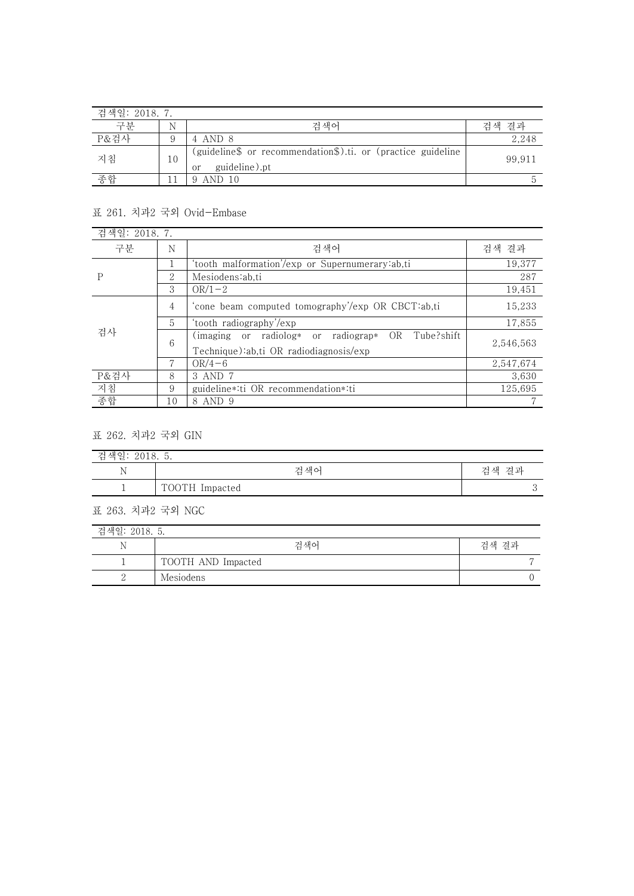| 검색일: 2018. 7. | | | |
|---|---|---|---|
| 구분 | N | 검색어 | 검색 결과 |
| P&검사 | 9 | 4 AND 8 | 2,248 |
| 지침 | 10 | (guideline$ or recommendation$).ti. or (practice guideline or guideline).pt | 99,911 |
| 종합 | 11 | 9 AND 10 | 5 |

표 261. 치과2 국외 Ovid-Embase

| 검색일: 2018. 7. | | | |
|---|---|---|---|
| 구분 | N | 검색어 | 검색 결과 |
| P | 1 | 'tooth malformation'/exp or Supernumerary:ab,ti | 19,377 |
| | 2 | Mesiodens:ab,ti | 287 |
| | 3 | OR/1-2 | 19,451 |
| 검사 | 4 | 'cone beam computed tomography'/exp OR CBCT:ab,ti | 15,233 |
| | 5 | 'tooth radiography'/exp | 17,855 |
| | 6 | (imaging or radiolog* or radiograp* OR Tube?shift Technique):ab,ti OR radiodiagnosis/exp | 2,546,563 |
| | 7 | OR/4-6 | 2,547,674 |
| P&검사 | 8 | 3 AND 7 | 3,630 |
| 지침 | 9 | guideline*:ti OR recommendation*:ti | 125,695 |
| 종합 | 10 | 8 AND 9 | 7 |

표 262. 치과2 국외 GIN

| 검색일: 2018. 5. | | |
|---|---|---|
| N | 검색어 | 검색 결과 |
| 1 | TOOTH Impacted | 3 |

표 263. 치과2 국외 NGC

| 검색일: 2018. 5. | | |
|---|---|---|
| N | 검색어 | 검색 결과 |
| 1 | TOOTH AND Impacted | 7 |
| 2 | Mesiodens | 0 |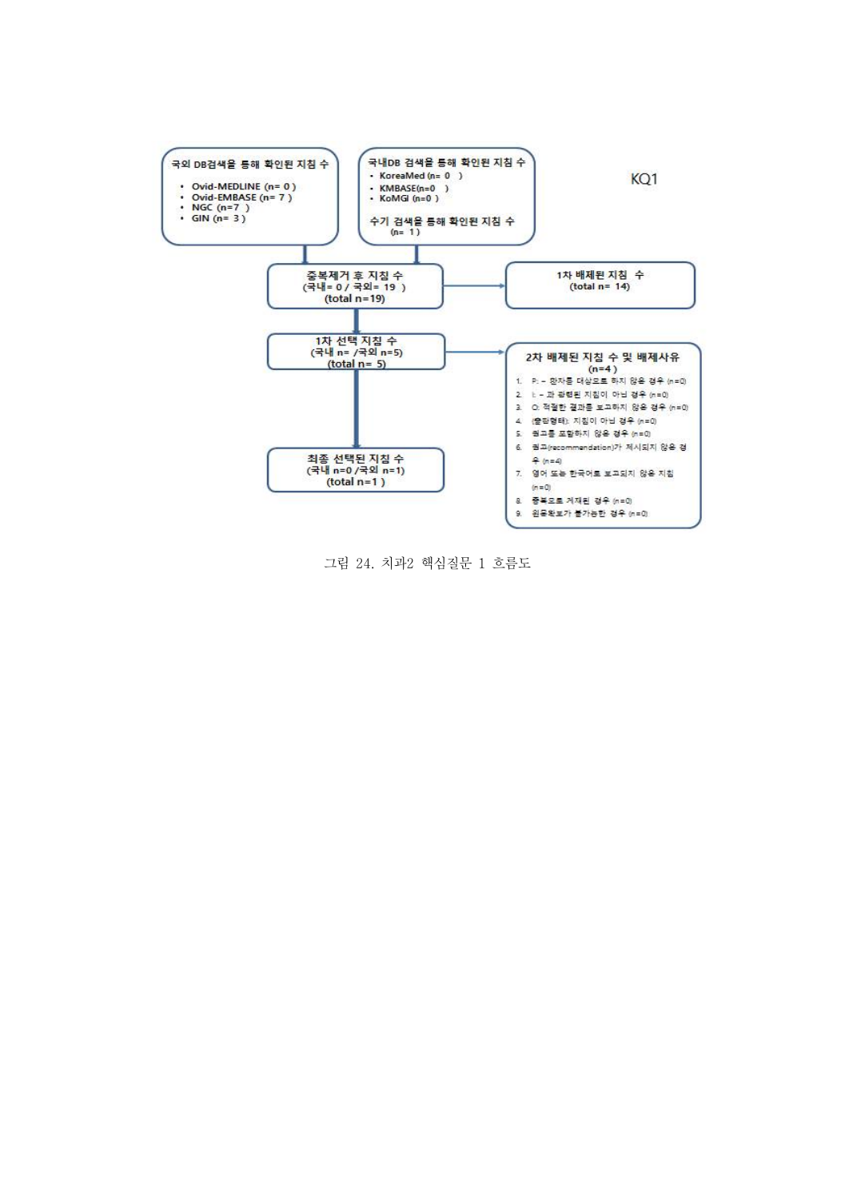국외 DB검색을 통해 확인된 지침 수

- Ovid-MEDLINE (n= 0 )
- Ovid-EMBASE (n= 7 )
- NGC (n=7 )
- GIN (n= 3 )

국내DB 검색을 통해 확인된 지침 수

- KoreaMed (n= 0 )
- KMBASE(n=0 )
- KoMGI (n=0 )

수기 검색을 통해 확인된 지침 수
(n= 1 )

KQ1

중복제거 후 지침 수
(국내= 0 / 국외= 19 )
(total n=19)

1차 배제된 지침 수
(total n= 14)

1차 선택 지침 수
(국내 n= /국외 n=5)
(total n= 5)

2차 배제된 지침 수 및 배제사유
(n=4 )

1. P: – 환자를 대상으로 하지 않은 경우 (n=0)
2. I: – 과 관련된 지침이 아닌 경우 (n=0)
3. O: 적절한 결과를 보고하지 않은 경우 (n=0)
4. (출판형태): 지침이 아닌 경우 (n=0)
5. 권고를 포함하지 않은 경우 (n=0)
6. 권고(recommendation)가 제시되지 않은 경우 (n=4)
7. 영어 또는 한국어로 보고되지 않은 지침 (n=0)
8. 중복으로 게재된 경우 (n=0)
9. 원문확보가 불가능한 경우 (n=0)

최종 선택된 지침 수
(국내 n=0 /국외 n=1)
(total n=1 )

그림 24. 치과2 핵심질문 1 흐름도